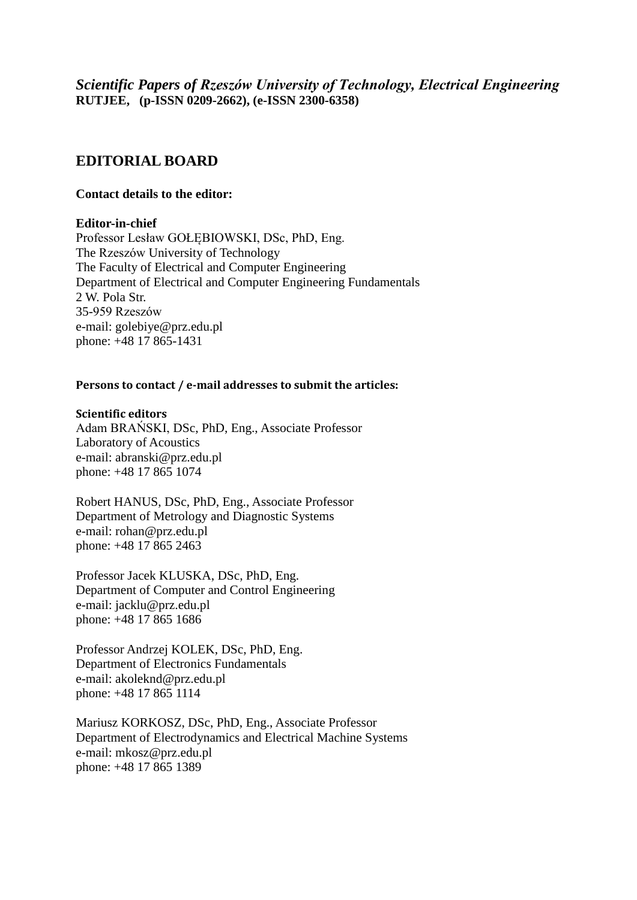*Scientific Papers of Rzeszów University of Technology, Electrical Engineering*
**RUTJEE, (p-ISSN 0209-2662), (e-ISSN 2300-6358)**

## EDITORIAL BOARD

**Contact details to the editor:**

**Editor-in-chief**
Professor Lesław GOŁĘBIOWSKI, DSc, PhD, Eng.
The Rzeszów University of Technology
The Faculty of Electrical and Computer Engineering
Department of Electrical and Computer Engineering Fundamentals
2 W. Pola Str.
35-959 Rzeszów
e-mail: golebiye@prz.edu.pl
phone: +48 17 865-1431

**Persons to contact / e-mail addresses to submit the articles:**

**Scientific editors**
Adam BRAŃSKI, DSc, PhD, Eng., Associate Professor
Laboratory of Acoustics
e-mail: abranski@prz.edu.pl
phone: +48 17 865 1074

Robert HANUS, DSc, PhD, Eng., Associate Professor
Department of Metrology and Diagnostic Systems
e-mail: rohan@prz.edu.pl
phone: +48 17 865 2463

Professor Jacek KLUSKA, DSc, PhD, Eng.
Department of Computer and Control Engineering
e-mail: jacklu@prz.edu.pl
phone: +48 17 865 1686

Professor Andrzej KOLEK, DSc, PhD, Eng.
Department of Electronics Fundamentals
e-mail: akoleknd@prz.edu.pl
phone: +48 17 865 1114

Mariusz KORKOSZ, DSc, PhD, Eng., Associate Professor
Department of Electrodynamics and Electrical Machine Systems
e-mail: mkosz@prz.edu.pl
phone: +48 17 865 1389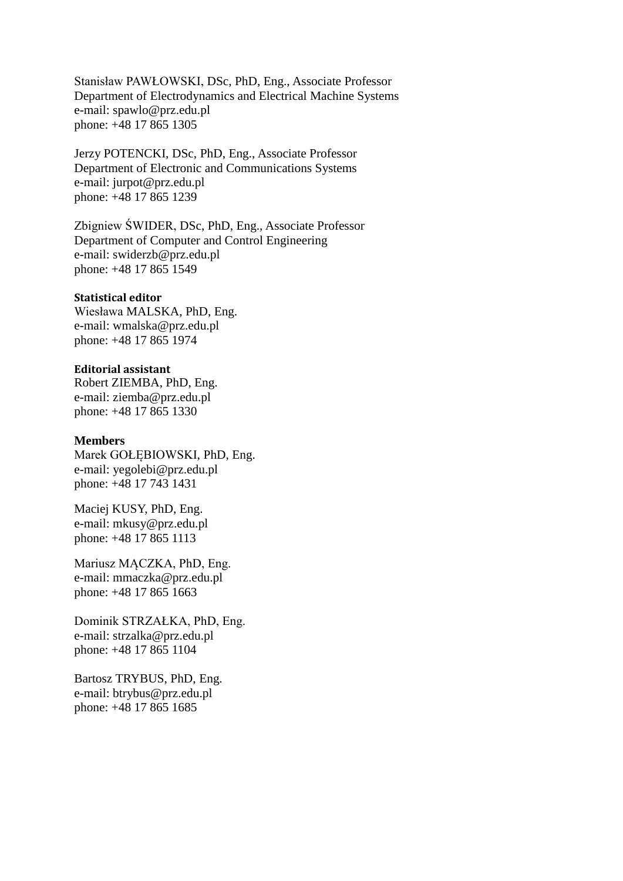Stanisław PAWŁOWSKI, DSc, PhD, Eng., Associate Professor
Department of Electrodynamics and Electrical Machine Systems
e-mail: spawlo@prz.edu.pl
phone: +48 17 865 1305

Jerzy POTENCKI, DSc, PhD, Eng., Associate Professor
Department of Electronic and Communications Systems
e-mail: jurpot@prz.edu.pl
phone: +48 17 865 1239

Zbigniew ŚWIDER, DSc, PhD, Eng., Associate Professor
Department of Computer and Control Engineering
e-mail: swiderzb@prz.edu.pl
phone: +48 17 865 1549

**Statistical editor**
Wiesława MALSKA, PhD, Eng.
e-mail: wmalska@prz.edu.pl
phone: +48 17 865 1974

**Editorial assistant**
Robert ZIEMBA, PhD, Eng.
e-mail: ziemba@prz.edu.pl
phone: +48 17 865 1330

**Members**
Marek GOŁĘBIOWSKI, PhD, Eng.
e-mail: yegolebi@prz.edu.pl
phone: +48 17 743 1431

Maciej KUSY, PhD, Eng.
e-mail: mkusy@prz.edu.pl
phone: +48 17 865 1113

Mariusz MĄCZKA, PhD, Eng.
e-mail: mmaczka@prz.edu.pl
phone: +48 17 865 1663

Dominik STRZAŁKA, PhD, Eng.
e-mail: strzalka@prz.edu.pl
phone: +48 17 865 1104

Bartosz TRYBUS, PhD, Eng.
e-mail: btrybus@prz.edu.pl
phone: +48 17 865 1685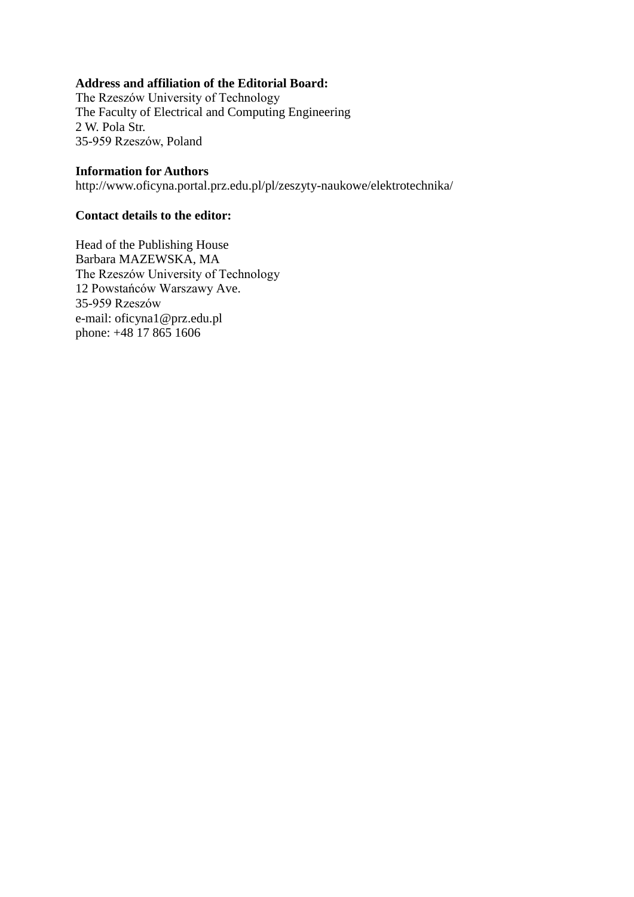**Address and affiliation of the Editorial Board:**
The Rzeszów University of Technology
The Faculty of Electrical and Computing Engineering
2 W. Pola Str.
35-959 Rzeszów, Poland

**Information for Authors**
http://www.oficyna.portal.prz.edu.pl/pl/zeszyty-naukowe/elektrotechnika/

**Contact details to the editor:**

Head of the Publishing House
Barbara MAZEWSKA, MA
The Rzeszów University of Technology
12 Powstańców Warszawy Ave.
35-959 Rzeszów
e-mail: oficyna1@prz.edu.pl
phone: +48 17 865 1606